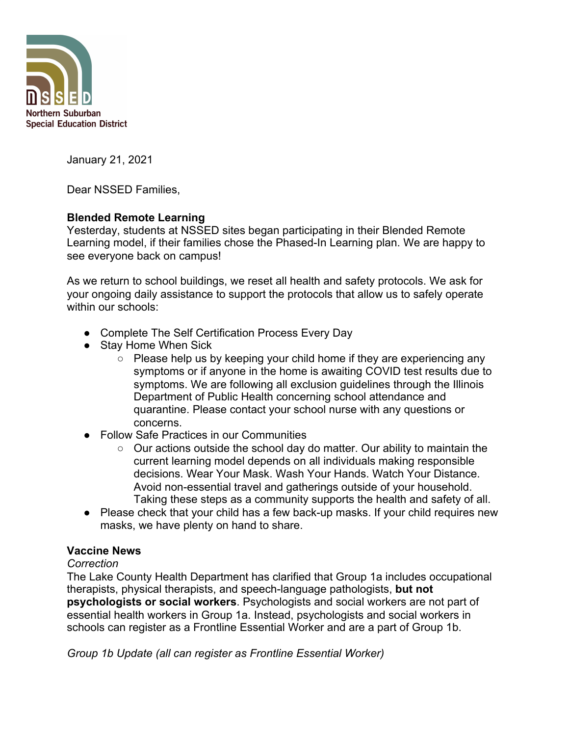Northern Suburban Special Education District

January 21, 2021

Dear NSSED Families,

**Blended Remote Learning**

Yesterday, students at NSSED sites began participating in their Blended Remote Learning model, if their families chose the Phased-In Learning plan. We are happy to see everyone back on campus!

As we return to school buildings, we reset all health and safety protocols. We ask for your ongoing daily assistance to support the protocols that allow us to safely operate within our schools:

- Complete The Self Certification Process Every Day
- Stay Home When Sick
  - Please help us by keeping your child home if they are experiencing any symptoms or if anyone in the home is awaiting COVID test results due to symptoms. We are following all exclusion guidelines through the Illinois Department of Public Health concerning school attendance and quarantine. Please contact your school nurse with any questions or concerns.
- Follow Safe Practices in our Communities
  - Our actions outside the school day do matter. Our ability to maintain the current learning model depends on all individuals making responsible decisions. Wear Your Mask. Wash Your Hands. Watch Your Distance. Avoid non-essential travel and gatherings outside of your household. Taking these steps as a community supports the health and safety of all.
- Please check that your child has a few back-up masks. If your child requires new masks, we have plenty on hand to share.

**Vaccine News**

*Correction*

The Lake County Health Department has clarified that Group 1a includes occupational therapists, physical therapists, and speech-language pathologists, **but not psychologists or social workers**. Psychologists and social workers are not part of essential health workers in Group 1a. Instead, psychologists and social workers in schools can register as a Frontline Essential Worker and are a part of Group 1b.

*Group 1b Update (all can register as Frontline Essential Worker)*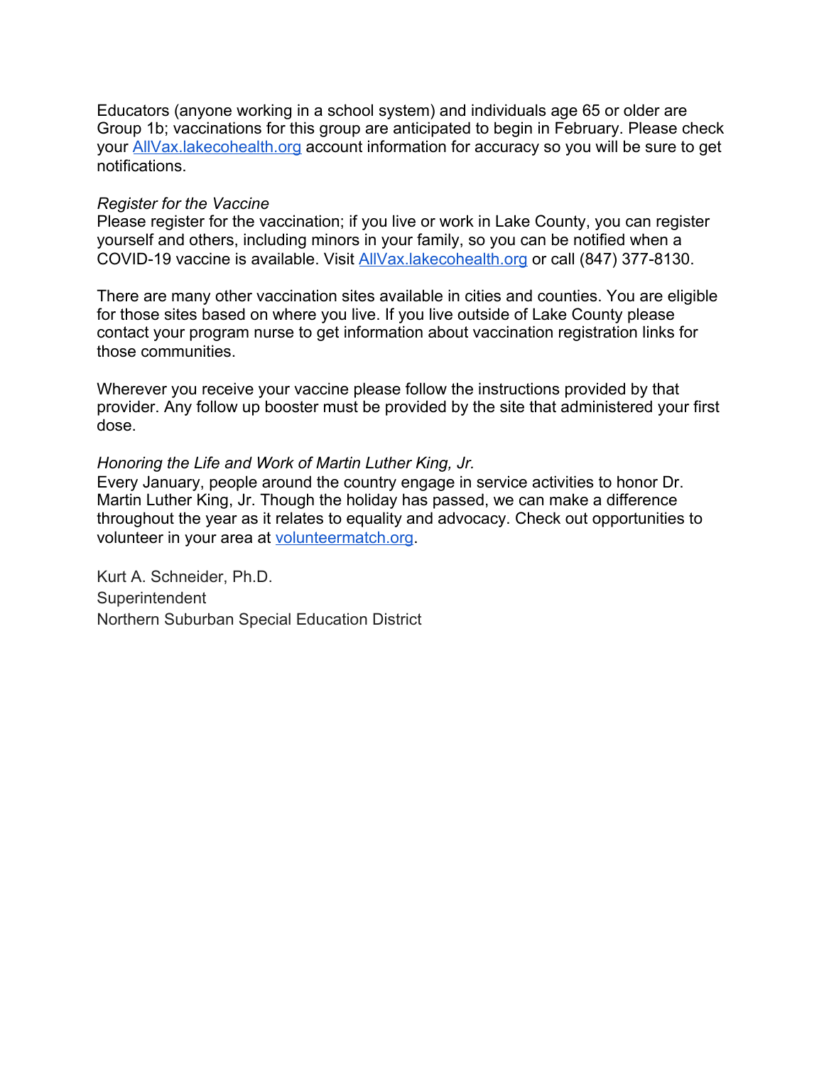Educators (anyone working in a school system) and individuals age 65 or older are Group 1b; vaccinations for this group are anticipated to begin in February. Please check your [AllVax.lakecohealth.org](AllVax.lakecohealth.org) account information for accuracy so you will be sure to get notifications.

*Register for the Vaccine*
Please register for the vaccination; if you live or work in Lake County, you can register yourself and others, including minors in your family, so you can be notified when a COVID-19 vaccine is available. Visit [AllVax.lakecohealth.org](AllVax.lakecohealth.org) or call (847) 377-8130.

There are many other vaccination sites available in cities and counties. You are eligible for those sites based on where you live. If you live outside of Lake County please contact your program nurse to get information about vaccination registration links for those communities.

Wherever you receive your vaccine please follow the instructions provided by that provider. Any follow up booster must be provided by the site that administered your first dose.

*Honoring the Life and Work of Martin Luther King, Jr.*
Every January, people around the country engage in service activities to honor Dr. Martin Luther King, Jr. Though the holiday has passed, we can make a difference throughout the year as it relates to equality and advocacy. Check out opportunities to volunteer in your area at [volunteermatch.org](volunteermatch.org).

Kurt A. Schneider, Ph.D.
Superintendent
Northern Suburban Special Education District